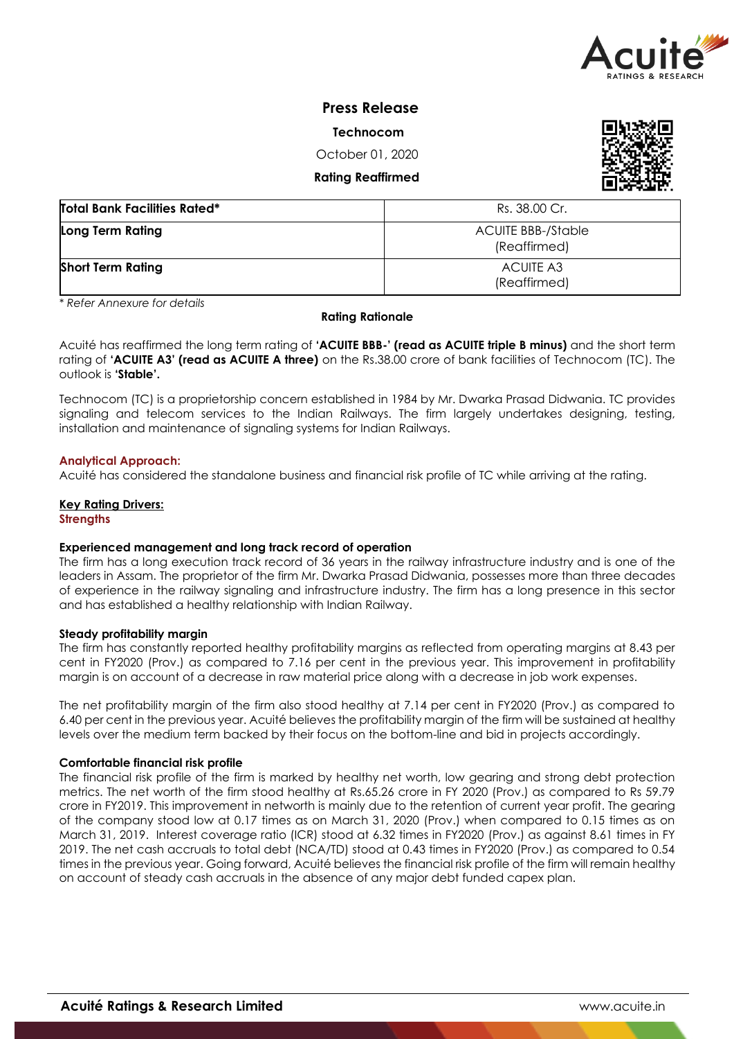# Press Release

**Technocom**

October 01, 2020

**Rating Reaffirmed**

| **Total Bank Facilities Rated*** | Rs. 38.00 Cr. |
|---|---|
| **Long Term Rating** | ACUITE BBB-/Stable (Reaffirmed) |
| **Short Term Rating** | ACUITE A3 (Reaffirmed) |

*\* Refer Annexure for details*

## Rating Rationale

Acuité has reaffirmed the long term rating of **'ACUITE BBB-' (read as ACUITE triple B minus)** and the short term rating of **'ACUITE A3' (read as ACUITE A three)** on the Rs.38.00 crore of bank facilities of Technocom (TC). The outlook is **'Stable'.**

Technocom (TC) is a proprietorship concern established in 1984 by Mr. Dwarka Prasad Didwania. TC provides signaling and telecom services to the Indian Railways. The firm largely undertakes designing, testing, installation and maintenance of signaling systems for Indian Railways.

### Analytical Approach:

Acuité has considered the standalone business and financial risk profile of TC while arriving at the rating.

### Key Rating Drivers:

#### Strengths

**Experienced management and long track record of operation**

The firm has a long execution track record of 36 years in the railway infrastructure industry and is one of the leaders in Assam. The proprietor of the firm Mr. Dwarka Prasad Didwania, possesses more than three decades of experience in the railway signaling and infrastructure industry. The firm has a long presence in this sector and has established a healthy relationship with Indian Railway.

**Steady profitability margin**

The firm has constantly reported healthy profitability margins as reflected from operating margins at 8.43 per cent in FY2020 (Prov.) as compared to 7.16 per cent in the previous year. This improvement in profitability margin is on account of a decrease in raw material price along with a decrease in job work expenses.

The net profitability margin of the firm also stood healthy at 7.14 per cent in FY2020 (Prov.) as compared to 6.40 per cent in the previous year. Acuité believes the profitability margin of the firm will be sustained at healthy levels over the medium term backed by their focus on the bottom-line and bid in projects accordingly.

**Comfortable financial risk profile**

The financial risk profile of the firm is marked by healthy net worth, low gearing and strong debt protection metrics. The net worth of the firm stood healthy at Rs.65.26 crore in FY 2020 (Prov.) as compared to Rs 59.79 crore in FY2019. This improvement in networth is mainly due to the retention of current year profit. The gearing of the company stood low at 0.17 times as on March 31, 2020 (Prov.) when compared to 0.15 times as on March 31, 2019. Interest coverage ratio (ICR) stood at 6.32 times in FY2020 (Prov.) as against 8.61 times in FY 2019. The net cash accruals to total debt (NCA/TD) stood at 0.43 times in FY2020 (Prov.) as compared to 0.54 times in the previous year. Going forward, Acuité believes the financial risk profile of the firm will remain healthy on account of steady cash accruals in the absence of any major debt funded capex plan.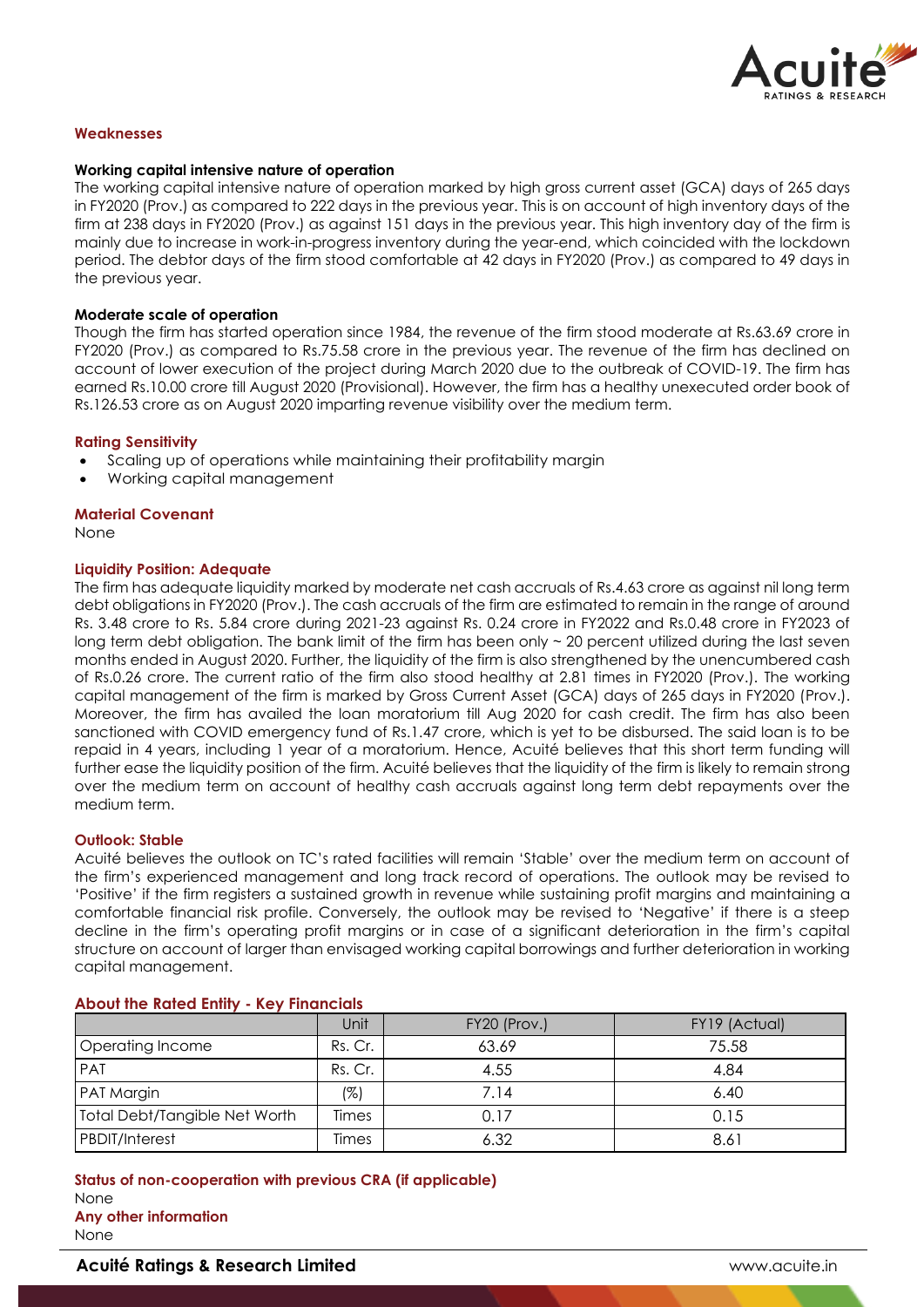## Weaknesses

**Working capital intensive nature of operation**
The working capital intensive nature of operation marked by high gross current asset (GCA) days of 265 days in FY2020 (Prov.) as compared to 222 days in the previous year. This is on account of high inventory days of the firm at 238 days in FY2020 (Prov.) as against 151 days in the previous year. This high inventory day of the firm is mainly due to increase in work-in-progress inventory during the year-end, which coincided with the lockdown period. The debtor days of the firm stood comfortable at 42 days in FY2020 (Prov.) as compared to 49 days in the previous year.

**Moderate scale of operation**
Though the firm has started operation since 1984, the revenue of the firm stood moderate at Rs.63.69 crore in FY2020 (Prov.) as compared to Rs.75.58 crore in the previous year. The revenue of the firm has declined on account of lower execution of the project during March 2020 due to the outbreak of COVID-19. The firm has earned Rs.10.00 crore till August 2020 (Provisional). However, the firm has a healthy unexecuted order book of Rs.126.53 crore as on August 2020 imparting revenue visibility over the medium term.

## Rating Sensitivity

- Scaling up of operations while maintaining their profitability margin
- Working capital management

## Material Covenant

None

## Liquidity Position: Adequate

The firm has adequate liquidity marked by moderate net cash accruals of Rs.4.63 crore as against nil long term debt obligations in FY2020 (Prov.). The cash accruals of the firm are estimated to remain in the range of around Rs. 3.48 crore to Rs. 5.84 crore during 2021-23 against Rs. 0.24 crore in FY2022 and Rs.0.48 crore in FY2023 of long term debt obligation. The bank limit of the firm has been only ~ 20 percent utilized during the last seven months ended in August 2020. Further, the liquidity of the firm is also strengthened by the unencumbered cash of Rs.0.26 crore. The current ratio of the firm also stood healthy at 2.81 times in FY2020 (Prov.). The working capital management of the firm is marked by Gross Current Asset (GCA) days of 265 days in FY2020 (Prov.). Moreover, the firm has availed the loan moratorium till Aug 2020 for cash credit. The firm has also been sanctioned with COVID emergency fund of Rs.1.47 crore, which is yet to be disbursed. The said loan is to be repaid in 4 years, including 1 year of a moratorium. Hence, Acuité believes that this short term funding will further ease the liquidity position of the firm. Acuité believes that the liquidity of the firm is likely to remain strong over the medium term on account of healthy cash accruals against long term debt repayments over the medium term.

## Outlook: Stable

Acuité believes the outlook on TC's rated facilities will remain 'Stable' over the medium term on account of the firm's experienced management and long track record of operations. The outlook may be revised to 'Positive' if the firm registers a sustained growth in revenue while sustaining profit margins and maintaining a comfortable financial risk profile. Conversely, the outlook may be revised to 'Negative' if there is a steep decline in the firm's operating profit margins or in case of a significant deterioration in the firm's capital structure on account of larger than envisaged working capital borrowings and further deterioration in working capital management.

## About the Rated Entity - Key Financials

| | Unit | FY20 (Prov.) | FY19 (Actual) |
|---|---|---|---|
| Operating Income | Rs. Cr. | 63.69 | 75.58 |
| PAT | Rs. Cr. | 4.55 | 4.84 |
| PAT Margin | (%) | 7.14 | 6.40 |
| Total Debt/Tangible Net Worth | Times | 0.17 | 0.15 |
| PBDIT/Interest | Times | 6.32 | 8.61 |

## Status of non-cooperation with previous CRA (if applicable)

None

## Any other information

None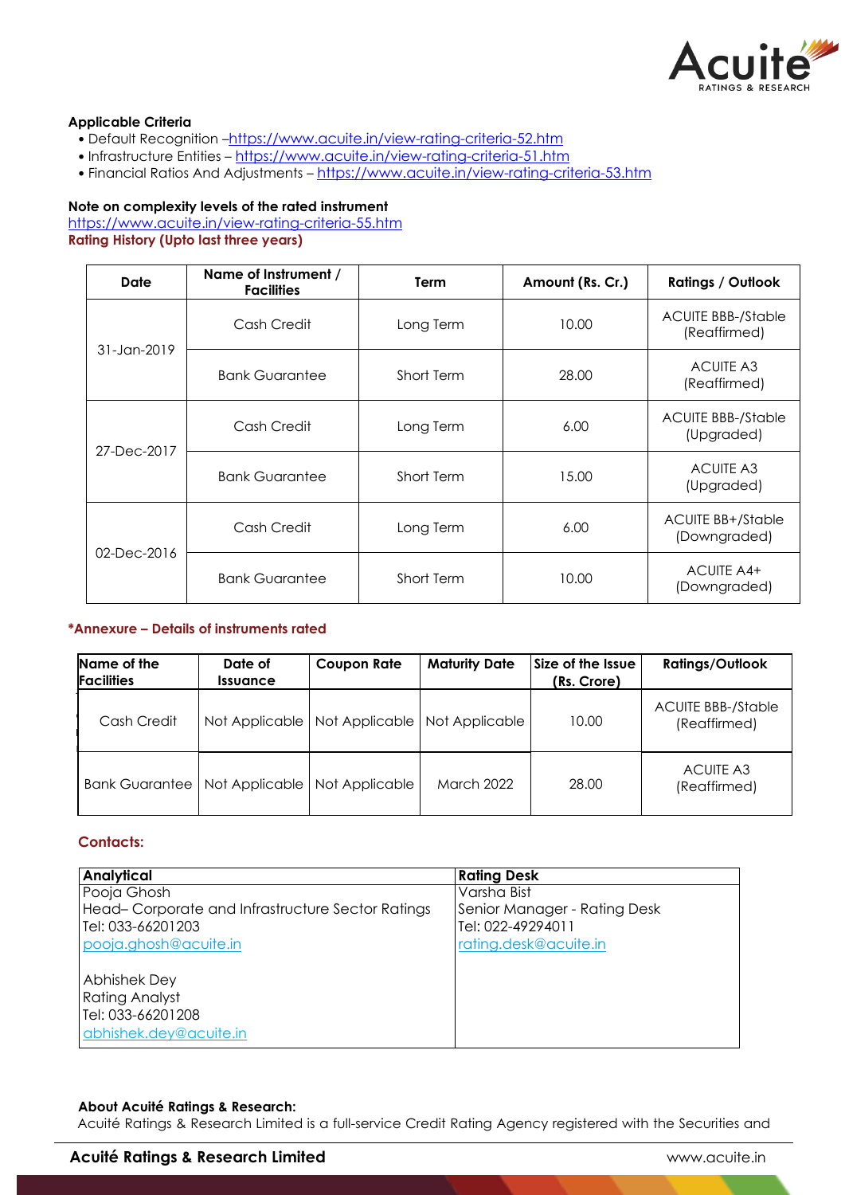**Applicable Criteria**

- Default Recognition –https://www.acuite.in/view-rating-criteria-52.htm
- Infrastructure Entities – https://www.acuite.in/view-rating-criteria-51.htm
- Financial Ratios And Adjustments – https://www.acuite.in/view-rating-criteria-53.htm

**Note on complexity levels of the rated instrument**

https://www.acuite.in/view-rating-criteria-55.htm

**Rating History (Upto last three years)**

| Date | Name of Instrument / Facilities | Term | Amount (Rs. Cr.) | Ratings / Outlook |
|---|---|---|---|---|
| 31-Jan-2019 | Cash Credit | Long Term | 10.00 | ACUITE BBB-/Stable (Reaffirmed) |
| | Bank Guarantee | Short Term | 28.00 | ACUITE A3 (Reaffirmed) |
| 27-Dec-2017 | Cash Credit | Long Term | 6.00 | ACUITE BBB-/Stable (Upgraded) |
| | Bank Guarantee | Short Term | 15.00 | ACUITE A3 (Upgraded) |
| 02-Dec-2016 | Cash Credit | Long Term | 6.00 | ACUITE BB+/Stable (Downgraded) |
| | Bank Guarantee | Short Term | 10.00 | ACUITE A4+ (Downgraded) |

**\*Annexure – Details of instruments rated**

| Name of the Facilities | Date of Issuance | Coupon Rate | Maturity Date | Size of the Issue (Rs. Crore) | Ratings/Outlook |
|---|---|---|---|---|---|
| Cash Credit | Not Applicable | Not Applicable | Not Applicable | 10.00 | ACUITE BBB-/Stable (Reaffirmed) |
| Bank Guarantee | Not Applicable | Not Applicable | March 2022 | 28.00 | ACUITE A3 (Reaffirmed) |

**Contacts:**

| Analytical | Rating Desk |
|---|---|
| Pooja Ghosh<br>Head– Corporate and Infrastructure Sector Ratings<br>Tel: 033-66201203<br>pooja.ghosh@acuite.in<br><br>Abhishek Dey<br>Rating Analyst<br>Tel: 033-66201208<br>abhishek.dey@acuite.in | Varsha Bist<br>Senior Manager - Rating Desk<br>Tel: 022-49294011<br>rating.desk@acuite.in |

**About Acuité Ratings & Research:**

Acuité Ratings & Research Limited is a full-service Credit Rating Agency registered with the Securities and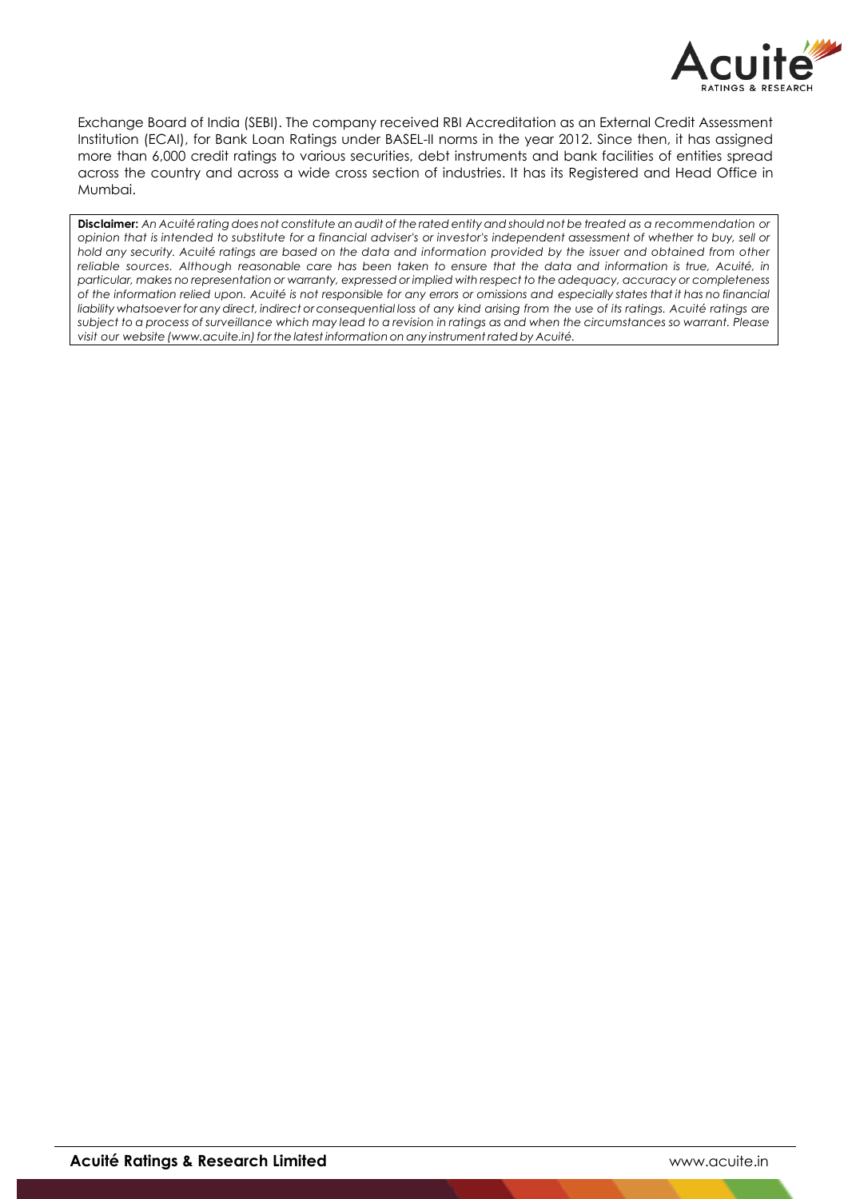Exchange Board of India (SEBI). The company received RBI Accreditation as an External Credit Assessment Institution (ECAI), for Bank Loan Ratings under BASEL-II norms in the year 2012. Since then, it has assigned more than 6,000 credit ratings to various securities, debt instruments and bank facilities of entities spread across the country and across a wide cross section of industries. It has its Registered and Head Office in Mumbai.

**Disclaimer:** *An Acuité rating does not constitute an audit of the rated entity and should not be treated as a recommendation or opinion that is intended to substitute for a financial adviser's or investor's independent assessment of whether to buy, sell or hold any security. Acuité ratings are based on the data and information provided by the issuer and obtained from other reliable sources. Although reasonable care has been taken to ensure that the data and information is true, Acuité, in particular, makes no representation or warranty, expressed or implied with respect to the adequacy, accuracy or completeness of the information relied upon. Acuité is not responsible for any errors or omissions and especially states that it has no financial liability whatsoever for any direct, indirect or consequential loss of any kind arising from the use of its ratings. Acuité ratings are subject to a process of surveillance which may lead to a revision in ratings as and when the circumstances so warrant. Please visit our website (www.acuite.in) for the latest information on any instrument rated by Acuité.*